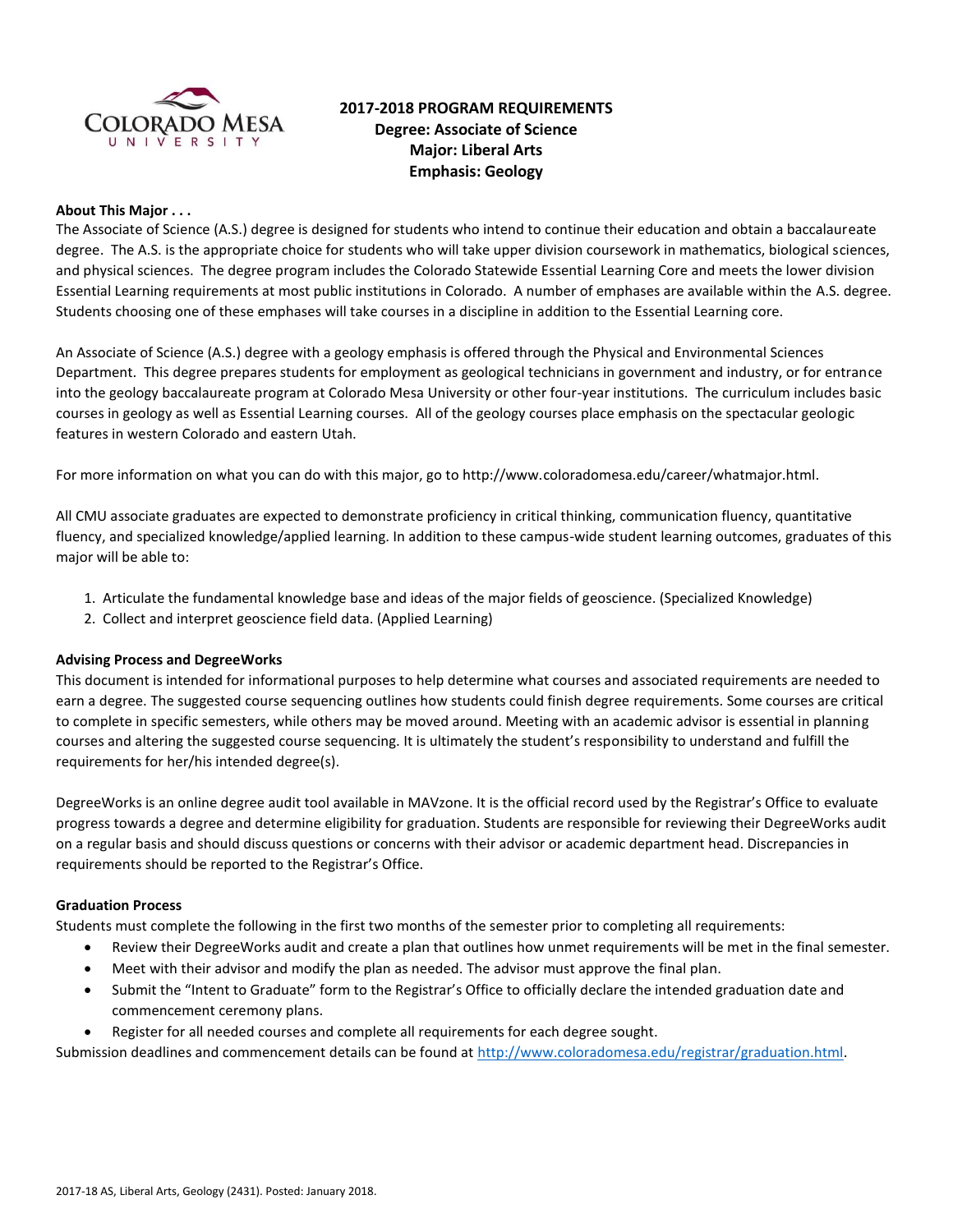**COLORADO MESA UNIVERSITY**

# 2017-2018 PROGRAM REQUIREMENTS
**Degree: Associate of Science**
**Major: Liberal Arts**
**Emphasis: Geology**

**About This Major . . .**

The Associate of Science (A.S.) degree is designed for students who intend to continue their education and obtain a baccalaureate degree. The A.S. is the appropriate choice for students who will take upper division coursework in mathematics, biological sciences, and physical sciences. The degree program includes the Colorado Statewide Essential Learning Core and meets the lower division Essential Learning requirements at most public institutions in Colorado. A number of emphases are available within the A.S. degree. Students choosing one of these emphases will take courses in a discipline in addition to the Essential Learning core.

An Associate of Science (A.S.) degree with a geology emphasis is offered through the Physical and Environmental Sciences Department. This degree prepares students for employment as geological technicians in government and industry, or for entrance into the geology baccalaureate program at Colorado Mesa University or other four-year institutions. The curriculum includes basic courses in geology as well as Essential Learning courses. All of the geology courses place emphasis on the spectacular geologic features in western Colorado and eastern Utah.

For more information on what you can do with this major, go to http://www.coloradomesa.edu/career/whatmajor.html.

All CMU associate graduates are expected to demonstrate proficiency in critical thinking, communication fluency, quantitative fluency, and specialized knowledge/applied learning. In addition to these campus-wide student learning outcomes, graduates of this major will be able to:

1. Articulate the fundamental knowledge base and ideas of the major fields of geoscience. (Specialized Knowledge)
2. Collect and interpret geoscience field data. (Applied Learning)

**Advising Process and DegreeWorks**

This document is intended for informational purposes to help determine what courses and associated requirements are needed to earn a degree. The suggested course sequencing outlines how students could finish degree requirements. Some courses are critical to complete in specific semesters, while others may be moved around. Meeting with an academic advisor is essential in planning courses and altering the suggested course sequencing. It is ultimately the student's responsibility to understand and fulfill the requirements for her/his intended degree(s).

DegreeWorks is an online degree audit tool available in MAVzone. It is the official record used by the Registrar's Office to evaluate progress towards a degree and determine eligibility for graduation. Students are responsible for reviewing their DegreeWorks audit on a regular basis and should discuss questions or concerns with their advisor or academic department head. Discrepancies in requirements should be reported to the Registrar's Office.

**Graduation Process**

Students must complete the following in the first two months of the semester prior to completing all requirements:

- Review their DegreeWorks audit and create a plan that outlines how unmet requirements will be met in the final semester.
- Meet with their advisor and modify the plan as needed. The advisor must approve the final plan.
- Submit the "Intent to Graduate" form to the Registrar's Office to officially declare the intended graduation date and commencement ceremony plans.
- Register for all needed courses and complete all requirements for each degree sought.

Submission deadlines and commencement details can be found at http://www.coloradomesa.edu/registrar/graduation.html.

2017-18 AS, Liberal Arts, Geology (2431). Posted: January 2018.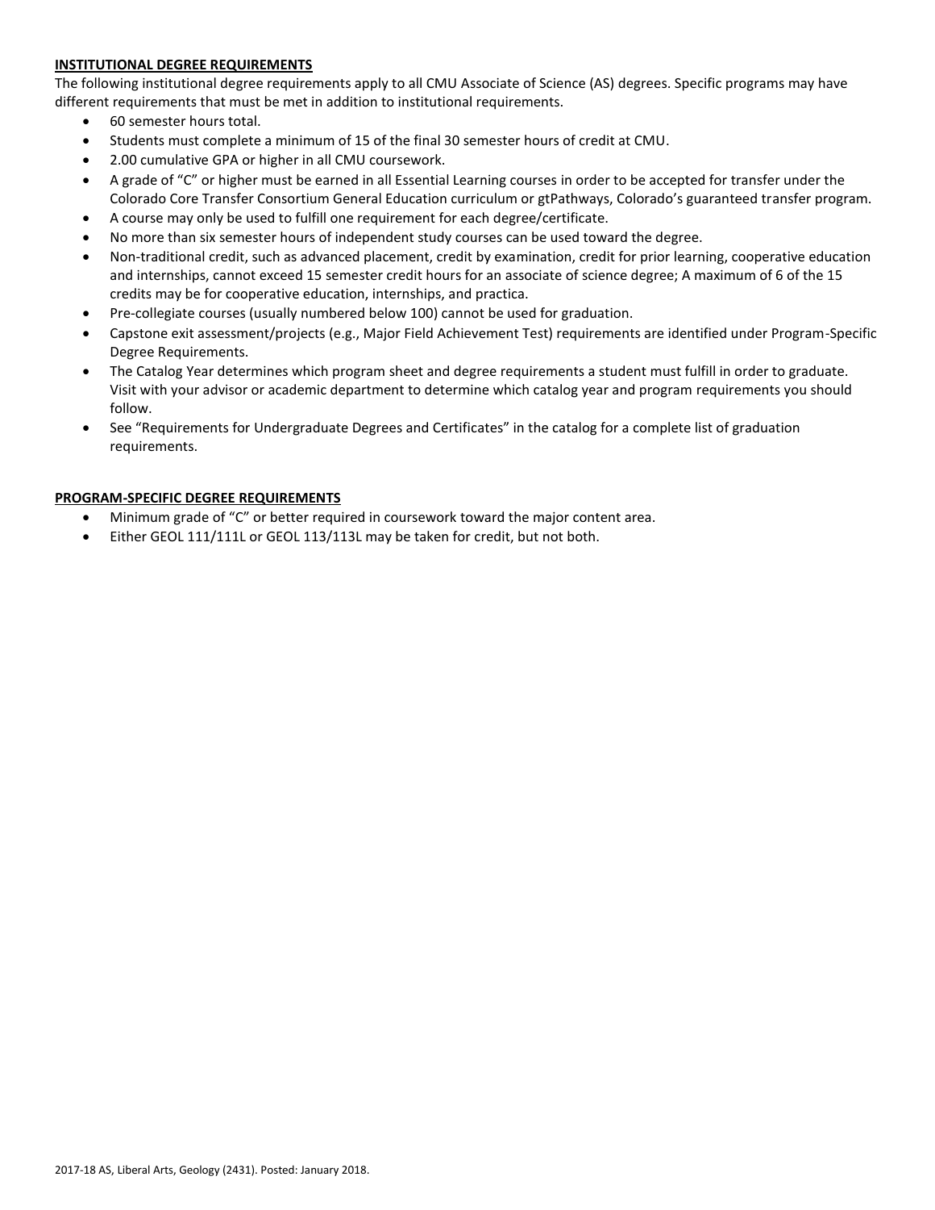## INSTITUTIONAL DEGREE REQUIREMENTS

The following institutional degree requirements apply to all CMU Associate of Science (AS) degrees. Specific programs may have different requirements that must be met in addition to institutional requirements.

- 60 semester hours total.
- Students must complete a minimum of 15 of the final 30 semester hours of credit at CMU.
- 2.00 cumulative GPA or higher in all CMU coursework.
- A grade of "C" or higher must be earned in all Essential Learning courses in order to be accepted for transfer under the Colorado Core Transfer Consortium General Education curriculum or gtPathways, Colorado's guaranteed transfer program.
- A course may only be used to fulfill one requirement for each degree/certificate.
- No more than six semester hours of independent study courses can be used toward the degree.
- Non-traditional credit, such as advanced placement, credit by examination, credit for prior learning, cooperative education and internships, cannot exceed 15 semester credit hours for an associate of science degree; A maximum of 6 of the 15 credits may be for cooperative education, internships, and practica.
- Pre-collegiate courses (usually numbered below 100) cannot be used for graduation.
- Capstone exit assessment/projects (e.g., Major Field Achievement Test) requirements are identified under Program-Specific Degree Requirements.
- The Catalog Year determines which program sheet and degree requirements a student must fulfill in order to graduate. Visit with your advisor or academic department to determine which catalog year and program requirements you should follow.
- See "Requirements for Undergraduate Degrees and Certificates" in the catalog for a complete list of graduation requirements.

## PROGRAM-SPECIFIC DEGREE REQUIREMENTS

- Minimum grade of "C" or better required in coursework toward the major content area.
- Either GEOL 111/111L or GEOL 113/113L may be taken for credit, but not both.

2017-18 AS, Liberal Arts, Geology (2431). Posted: January 2018.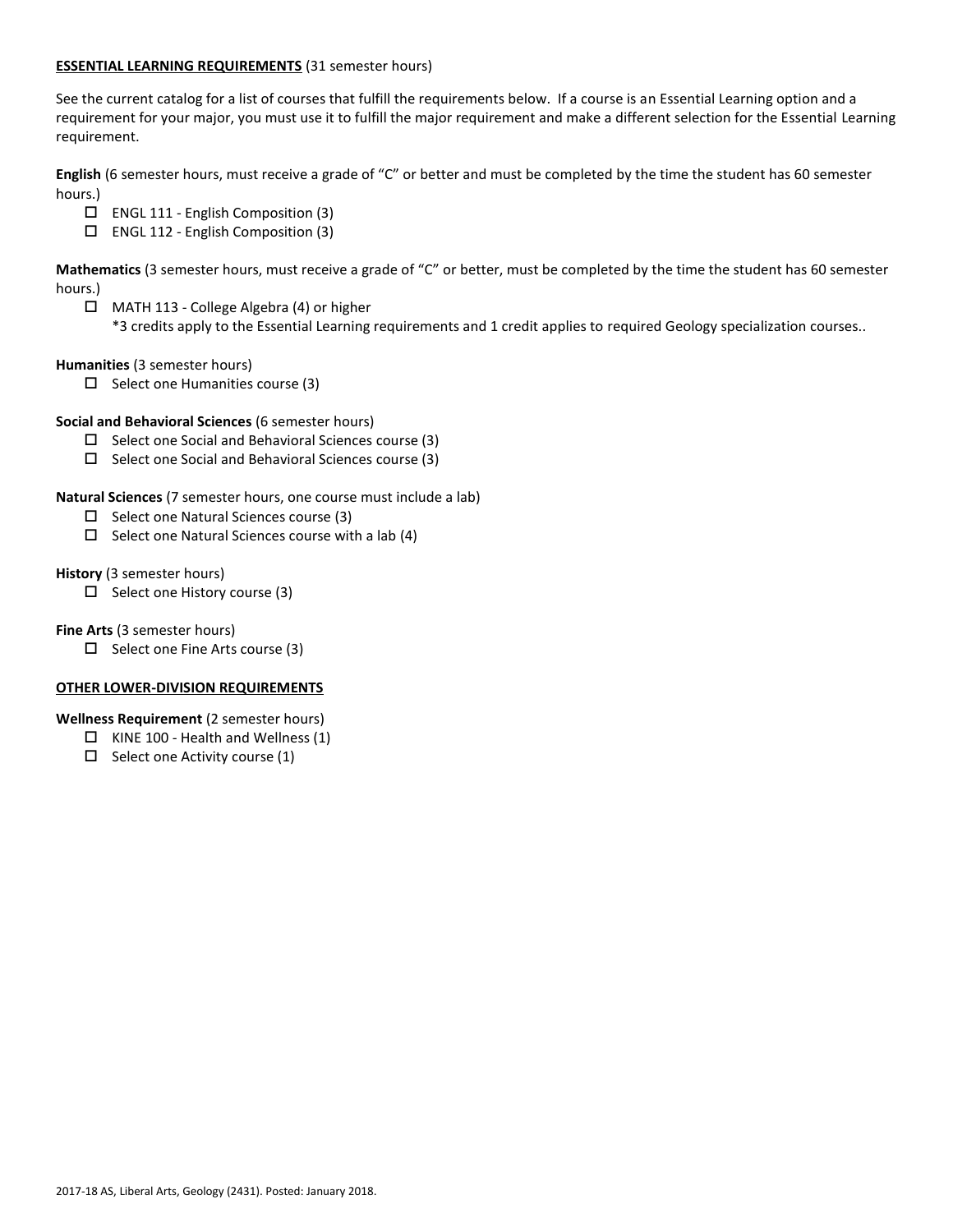**ESSENTIAL LEARNING REQUIREMENTS** (31 semester hours)

See the current catalog for a list of courses that fulfill the requirements below. If a course is an Essential Learning option and a requirement for your major, you must use it to fulfill the major requirement and make a different selection for the Essential Learning requirement.

**English** (6 semester hours, must receive a grade of "C" or better and must be completed by the time the student has 60 semester hours.)

- ☐ ENGL 111 - English Composition (3)
- ☐ ENGL 112 - English Composition (3)

**Mathematics** (3 semester hours, must receive a grade of "C" or better, must be completed by the time the student has 60 semester hours.)

- ☐ MATH 113 - College Algebra (4) or higher
  *3 credits apply to the Essential Learning requirements and 1 credit applies to required Geology specialization courses..

**Humanities** (3 semester hours)

- ☐ Select one Humanities course (3)

**Social and Behavioral Sciences** (6 semester hours)

- ☐ Select one Social and Behavioral Sciences course (3)
- ☐ Select one Social and Behavioral Sciences course (3)

**Natural Sciences** (7 semester hours, one course must include a lab)

- ☐ Select one Natural Sciences course (3)
- ☐ Select one Natural Sciences course with a lab (4)

**History** (3 semester hours)

- ☐ Select one History course (3)

**Fine Arts** (3 semester hours)

- ☐ Select one Fine Arts course (3)

**OTHER LOWER-DIVISION REQUIREMENTS**

**Wellness Requirement** (2 semester hours)

- ☐ KINE 100 - Health and Wellness (1)
- ☐ Select one Activity course (1)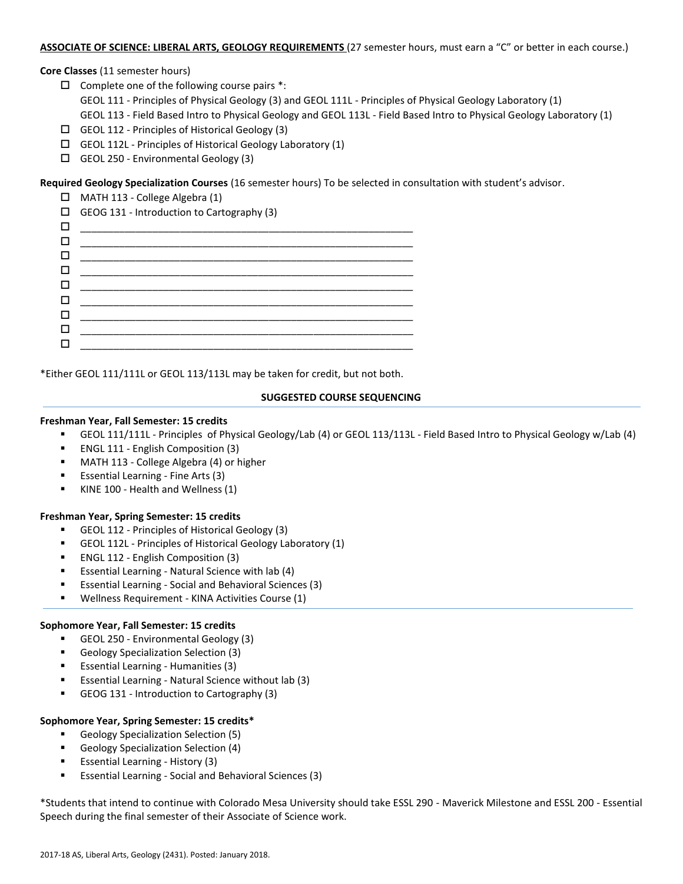**ASSOCIATE OF SCIENCE: LIBERAL ARTS, GEOLOGY REQUIREMENTS** (27 semester hours, must earn a "C" or better in each course.)

**Core Classes** (11 semester hours)

- ☐ Complete one of the following course pairs *:
  GEOL 111 - Principles of Physical Geology (3) and GEOL 111L - Principles of Physical Geology Laboratory (1)
  GEOL 113 - Field Based Intro to Physical Geology and GEOL 113L - Field Based Intro to Physical Geology Laboratory (1)
- ☐ GEOL 112 - Principles of Historical Geology (3)
- ☐ GEOL 112L - Principles of Historical Geology Laboratory (1)
- ☐ GEOL 250 - Environmental Geology (3)

**Required Geology Specialization Courses** (16 semester hours) To be selected in consultation with student's advisor.

- ☐ MATH 113 - College Algebra (1)
- ☐ GEOG 131 - Introduction to Cartography (3)
- ☐ ____________________________________________
- ☐ ____________________________________________
- ☐ ____________________________________________
- ☐ ____________________________________________
- ☐ ____________________________________________
- ☐ ____________________________________________
- ☐ ____________________________________________
- ☐ ____________________________________________
- ☐ ____________________________________________

*Either GEOL 111/111L or GEOL 113/113L may be taken for credit, but not both.

## SUGGESTED COURSE SEQUENCING

**Freshman Year, Fall Semester: 15 credits**

- GEOL 111/111L - Principles of Physical Geology/Lab (4) or GEOL 113/113L - Field Based Intro to Physical Geology w/Lab (4)
- ENGL 111 - English Composition (3)
- MATH 113 - College Algebra (4) or higher
- Essential Learning - Fine Arts (3)
- KINE 100 - Health and Wellness (1)

**Freshman Year, Spring Semester: 15 credits**

- GEOL 112 - Principles of Historical Geology (3)
- GEOL 112L - Principles of Historical Geology Laboratory (1)
- ENGL 112 - English Composition (3)
- Essential Learning - Natural Science with lab (4)
- Essential Learning - Social and Behavioral Sciences (3)
- Wellness Requirement - KINA Activities Course (1)

**Sophomore Year, Fall Semester: 15 credits**

- GEOL 250 - Environmental Geology (3)
- Geology Specialization Selection (3)
- Essential Learning - Humanities (3)
- Essential Learning - Natural Science without lab (3)
- GEOG 131 - Introduction to Cartography (3)

**Sophomore Year, Spring Semester: 15 credits***

- Geology Specialization Selection (5)
- Geology Specialization Selection (4)
- Essential Learning - History (3)
- Essential Learning - Social and Behavioral Sciences (3)

*Students that intend to continue with Colorado Mesa University should take ESSL 290 - Maverick Milestone and ESSL 200 - Essential Speech during the final semester of their Associate of Science work.

2017-18 AS, Liberal Arts, Geology (2431). Posted: January 2018.